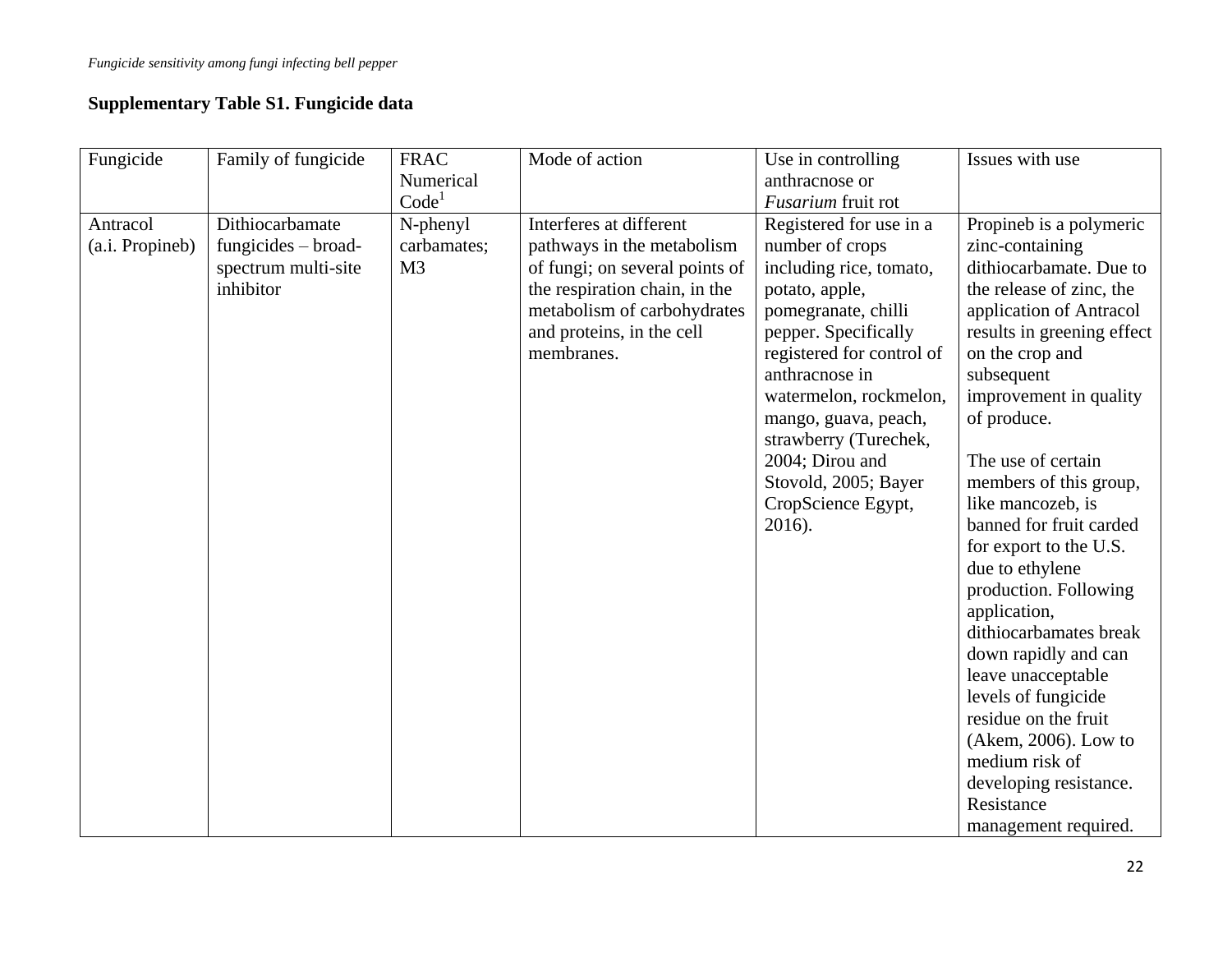**Supplementary Table S1. Fungicide data**

| Fungicide | Family of fungicide | FRAC Numerical Code[1] | Mode of action | Use in controlling anthracnose or *Fusarium* fruit rot | Issues with use |
|---|---|---|---|---|---|
| Antracol (a.i. Propineb) | Dithiocarbamate fungicides – broad-spectrum multi-site inhibitor | N-phenyl carbamates; M3 | Interferes at different pathways in the metabolism of fungi; on several points of the respiration chain, in the metabolism of carbohydrates and proteins, in the cell membranes. | Registered for use in a number of crops including rice, tomato, potato, apple, pomegranate, chilli pepper. Specifically registered for control of anthracnose in watermelon, rockmelon, mango, guava, peach, strawberry (Turechek, 2004; Dirou and Stovold, 2005; Bayer CropScience Egypt, 2016). | Propineb is a polymeric zinc-containing dithiocarbamate. Due to the release of zinc, the application of Antracol results in greening effect on the crop and subsequent improvement in quality of produce. <br><br> The use of certain members of this group, like mancozeb, is banned for fruit carded for export to the U.S. due to ethylene production. Following application, dithiocarbamates break down rapidly and can leave unacceptable levels of fungicide residue on the fruit (Akem, 2006). Low to medium risk of developing resistance. Resistance management required. |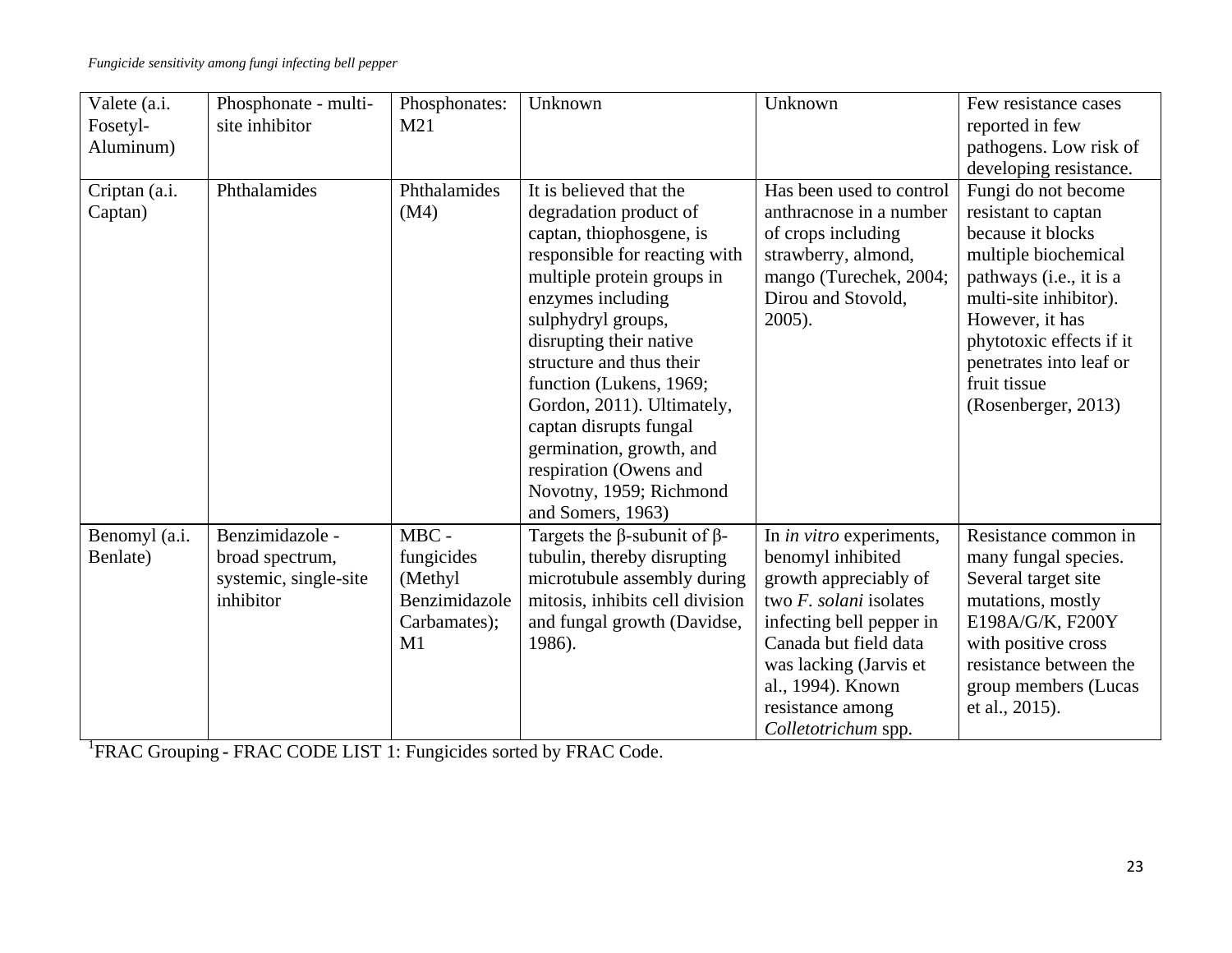| | | | | | |
|---|---|---|---|---|---|
| Valete (a.i. Fosetyl-Aluminum) | Phosphonate - multi-site inhibitor | Phosphonates: M21 | Unknown | Unknown | Few resistance cases reported in few pathogens. Low risk of developing resistance. |
| Criptan (a.i. Captan) | Phthalamides | Phthalamides (M4) | It is believed that the degradation product of captan, thiophosgene, is responsible for reacting with multiple protein groups in enzymes including sulphydryl groups, disrupting their native structure and thus their function (Lukens, 1969; Gordon, 2011). Ultimately, captan disrupts fungal germination, growth, and respiration (Owens and Novotny, 1959; Richmond and Somers, 1963) | Has been used to control anthracnose in a number of crops including strawberry, almond, mango (Turechek, 2004; Dirou and Stovold, 2005). | Fungi do not become resistant to captan because it blocks multiple biochemical pathways (i.e., it is a multi-site inhibitor). However, it has phytotoxic effects if it penetrates into leaf or fruit tissue (Rosenberger, 2013) |
| Benomyl (a.i. Benlate) | Benzimidazole - broad spectrum, systemic, single-site inhibitor | MBC - fungicides (Methyl Benzimidazole Carbamates); M1 | Targets the β-subunit of β-tubulin, thereby disrupting microtubule assembly during mitosis, inhibits cell division and fungal growth (Davidse, 1986). | In *in vitro* experiments, benomyl inhibited growth appreciably of two *F. solani* isolates infecting bell pepper in Canada but field data was lacking (Jarvis et al., 1994). Known resistance among *Colletotrichum* spp. | Resistance common in many fungal species. Several target site mutations, mostly E198A/G/K, F200Y with positive cross resistance between the group members (Lucas et al., 2015). |

[1]FRAC Grouping - FRAC CODE LIST 1: Fungicides sorted by FRAC Code.